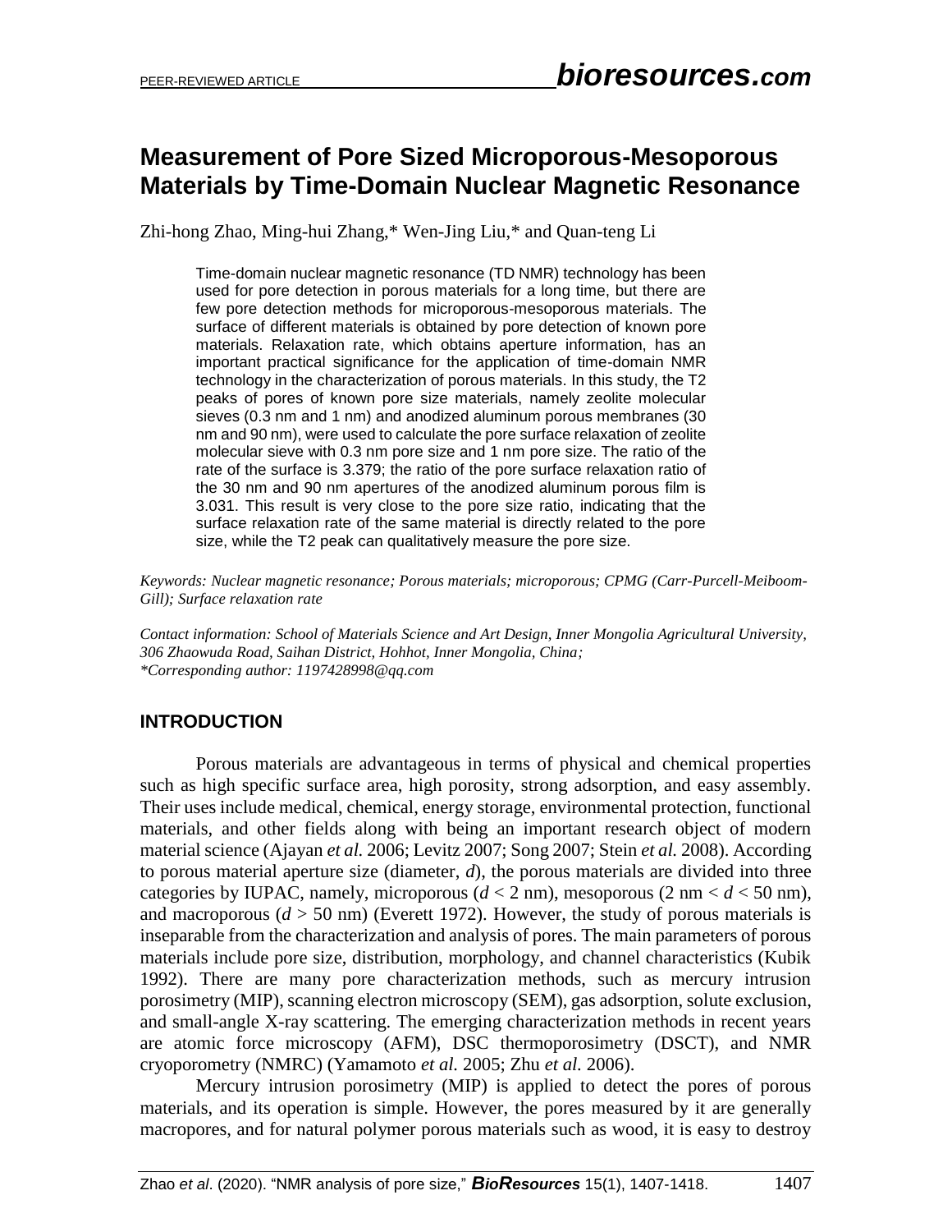# Measurement of Pore Sized Microporous-Mesoporous Materials by Time-Domain Nuclear Magnetic Resonance

Zhi-hong Zhao, Ming-hui Zhang,* Wen-Jing Liu,* and Quan-teng Li

Time-domain nuclear magnetic resonance (TD NMR) technology has been used for pore detection in porous materials for a long time, but there are few pore detection methods for microporous-mesoporous materials. The surface of different materials is obtained by pore detection of known pore materials. Relaxation rate, which obtains aperture information, has an important practical significance for the application of time-domain NMR technology in the characterization of porous materials. In this study, the T2 peaks of pores of known pore size materials, namely zeolite molecular sieves (0.3 nm and 1 nm) and anodized aluminum porous membranes (30 nm and 90 nm), were used to calculate the pore surface relaxation of zeolite molecular sieve with 0.3 nm pore size and 1 nm pore size. The ratio of the rate of the surface is 3.379; the ratio of the pore surface relaxation ratio of the 30 nm and 90 nm apertures of the anodized aluminum porous film is 3.031. This result is very close to the pore size ratio, indicating that the surface relaxation rate of the same material is directly related to the pore size, while the T2 peak can qualitatively measure the pore size.

*Keywords: Nuclear magnetic resonance; Porous materials; microporous; CPMG (Carr-Purcell-Meiboom-Gill); Surface relaxation rate*

*Contact information: School of Materials Science and Art Design, Inner Mongolia Agricultural University, 306 Zhaowuda Road, Saihan District, Hohhot, Inner Mongolia, China;*
*\*Corresponding author: 1197428998@qq.com*

## INTRODUCTION

Porous materials are advantageous in terms of physical and chemical properties such as high specific surface area, high porosity, strong adsorption, and easy assembly. Their uses include medical, chemical, energy storage, environmental protection, functional materials, and other fields along with being an important research object of modern material science (Ajayan *et al.* 2006; Levitz 2007; Song 2007; Stein *et al.* 2008). According to porous material aperture size (diameter, $d$), the porous materials are divided into three categories by IUPAC, namely, microporous ($d < 2$ nm), mesoporous (2 nm $< d <$ 50 nm), and macroporous ($d > 50$ nm) (Everett 1972). However, the study of porous materials is inseparable from the characterization and analysis of pores. The main parameters of porous materials include pore size, distribution, morphology, and channel characteristics (Kubik 1992). There are many pore characterization methods, such as mercury intrusion porosimetry (MIP), scanning electron microscopy (SEM), gas adsorption, solute exclusion, and small-angle X-ray scattering. The emerging characterization methods in recent years are atomic force microscopy (AFM), DSC thermoporosimetry (DSCT), and NMR cryoporometry (NMRC) (Yamamoto *et al.* 2005; Zhu *et al.* 2006).

Mercury intrusion porosimetry (MIP) is applied to detect the pores of porous materials, and its operation is simple. However, the pores measured by it are generally macropores, and for natural polymer porous materials such as wood, it is easy to destroy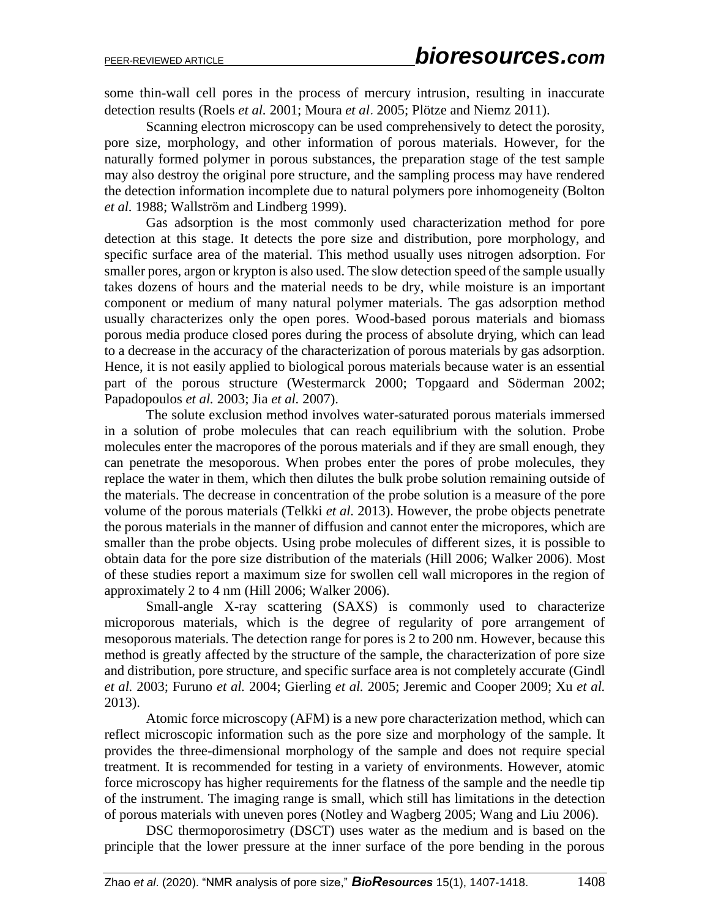some thin-wall cell pores in the process of mercury intrusion, resulting in inaccurate detection results (Roels *et al.* 2001; Moura *et al*. 2005; Plötze and Niemz 2011).

Scanning electron microscopy can be used comprehensively to detect the porosity, pore size, morphology, and other information of porous materials. However, for the naturally formed polymer in porous substances, the preparation stage of the test sample may also destroy the original pore structure, and the sampling process may have rendered the detection information incomplete due to natural polymers pore inhomogeneity (Bolton *et al.* 1988; Wallström and Lindberg 1999).

Gas adsorption is the most commonly used characterization method for pore detection at this stage. It detects the pore size and distribution, pore morphology, and specific surface area of the material. This method usually uses nitrogen adsorption. For smaller pores, argon or krypton is also used. The slow detection speed of the sample usually takes dozens of hours and the material needs to be dry, while moisture is an important component or medium of many natural polymer materials. The gas adsorption method usually characterizes only the open pores. Wood-based porous materials and biomass porous media produce closed pores during the process of absolute drying, which can lead to a decrease in the accuracy of the characterization of porous materials by gas adsorption. Hence, it is not easily applied to biological porous materials because water is an essential part of the porous structure (Westermarck 2000; Topgaard and Söderman 2002; Papadopoulos *et al.* 2003; Jia *et al.* 2007).

The solute exclusion method involves water-saturated porous materials immersed in a solution of probe molecules that can reach equilibrium with the solution. Probe molecules enter the macropores of the porous materials and if they are small enough, they can penetrate the mesoporous. When probes enter the pores of probe molecules, they replace the water in them, which then dilutes the bulk probe solution remaining outside of the materials. The decrease in concentration of the probe solution is a measure of the pore volume of the porous materials (Telkki *et al.* 2013). However, the probe objects penetrate the porous materials in the manner of diffusion and cannot enter the micropores, which are smaller than the probe objects. Using probe molecules of different sizes, it is possible to obtain data for the pore size distribution of the materials (Hill 2006; Walker 2006). Most of these studies report a maximum size for swollen cell wall micropores in the region of approximately 2 to 4 nm (Hill 2006; Walker 2006).

Small-angle X-ray scattering (SAXS) is commonly used to characterize microporous materials, which is the degree of regularity of pore arrangement of mesoporous materials. The detection range for pores is 2 to 200 nm. However, because this method is greatly affected by the structure of the sample, the characterization of pore size and distribution, pore structure, and specific surface area is not completely accurate (Gindl *et al.* 2003; Furuno *et al.* 2004; Gierling *et al.* 2005; Jeremic and Cooper 2009; Xu *et al.* 2013).

Atomic force microscopy (AFM) is a new pore characterization method, which can reflect microscopic information such as the pore size and morphology of the sample. It provides the three-dimensional morphology of the sample and does not require special treatment. It is recommended for testing in a variety of environments. However, atomic force microscopy has higher requirements for the flatness of the sample and the needle tip of the instrument. The imaging range is small, which still has limitations in the detection of porous materials with uneven pores (Notley and Wagberg 2005; Wang and Liu 2006).

DSC thermoporosimetry (DSCT) uses water as the medium and is based on the principle that the lower pressure at the inner surface of the pore bending in the porous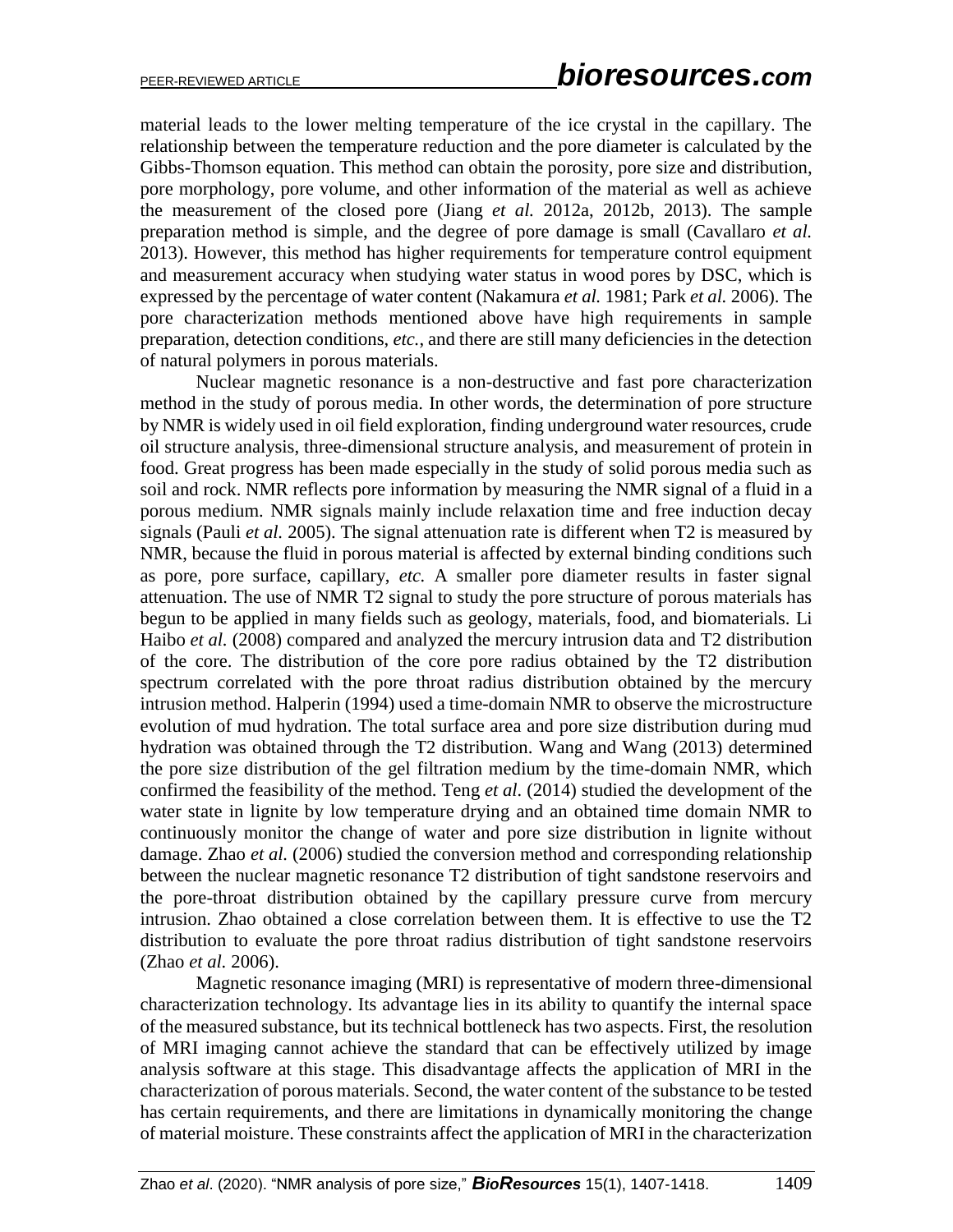material leads to the lower melting temperature of the ice crystal in the capillary. The relationship between the temperature reduction and the pore diameter is calculated by the Gibbs-Thomson equation. This method can obtain the porosity, pore size and distribution, pore morphology, pore volume, and other information of the material as well as achieve the measurement of the closed pore (Jiang *et al.* 2012a, 2012b, 2013). The sample preparation method is simple, and the degree of pore damage is small (Cavallaro *et al.* 2013). However, this method has higher requirements for temperature control equipment and measurement accuracy when studying water status in wood pores by DSC, which is expressed by the percentage of water content (Nakamura *et al.* 1981; Park *et al.* 2006). The pore characterization methods mentioned above have high requirements in sample preparation, detection conditions, *etc.*, and there are still many deficiencies in the detection of natural polymers in porous materials.

Nuclear magnetic resonance is a non-destructive and fast pore characterization method in the study of porous media. In other words, the determination of pore structure by NMR is widely used in oil field exploration, finding underground water resources, crude oil structure analysis, three-dimensional structure analysis, and measurement of protein in food. Great progress has been made especially in the study of solid porous media such as soil and rock. NMR reflects pore information by measuring the NMR signal of a fluid in a porous medium. NMR signals mainly include relaxation time and free induction decay signals (Pauli *et al.* 2005). The signal attenuation rate is different when T2 is measured by NMR, because the fluid in porous material is affected by external binding conditions such as pore, pore surface, capillary, *etc.* A smaller pore diameter results in faster signal attenuation. The use of NMR T2 signal to study the pore structure of porous materials has begun to be applied in many fields such as geology, materials, food, and biomaterials. Li Haibo *et al.* (2008) compared and analyzed the mercury intrusion data and T2 distribution of the core. The distribution of the core pore radius obtained by the T2 distribution spectrum correlated with the pore throat radius distribution obtained by the mercury intrusion method. Halperin (1994) used a time-domain NMR to observe the microstructure evolution of mud hydration. The total surface area and pore size distribution during mud hydration was obtained through the T2 distribution. Wang and Wang (2013) determined the pore size distribution of the gel filtration medium by the time-domain NMR, which confirmed the feasibility of the method. Teng *et al.* (2014) studied the development of the water state in lignite by low temperature drying and an obtained time domain NMR to continuously monitor the change of water and pore size distribution in lignite without damage. Zhao *et al.* (2006) studied the conversion method and corresponding relationship between the nuclear magnetic resonance T2 distribution of tight sandstone reservoirs and the pore-throat distribution obtained by the capillary pressure curve from mercury intrusion. Zhao obtained a close correlation between them. It is effective to use the T2 distribution to evaluate the pore throat radius distribution of tight sandstone reservoirs (Zhao *et al.* 2006).

Magnetic resonance imaging (MRI) is representative of modern three-dimensional characterization technology. Its advantage lies in its ability to quantify the internal space of the measured substance, but its technical bottleneck has two aspects. First, the resolution of MRI imaging cannot achieve the standard that can be effectively utilized by image analysis software at this stage. This disadvantage affects the application of MRI in the characterization of porous materials. Second, the water content of the substance to be tested has certain requirements, and there are limitations in dynamically monitoring the change of material moisture. These constraints affect the application of MRI in the characterization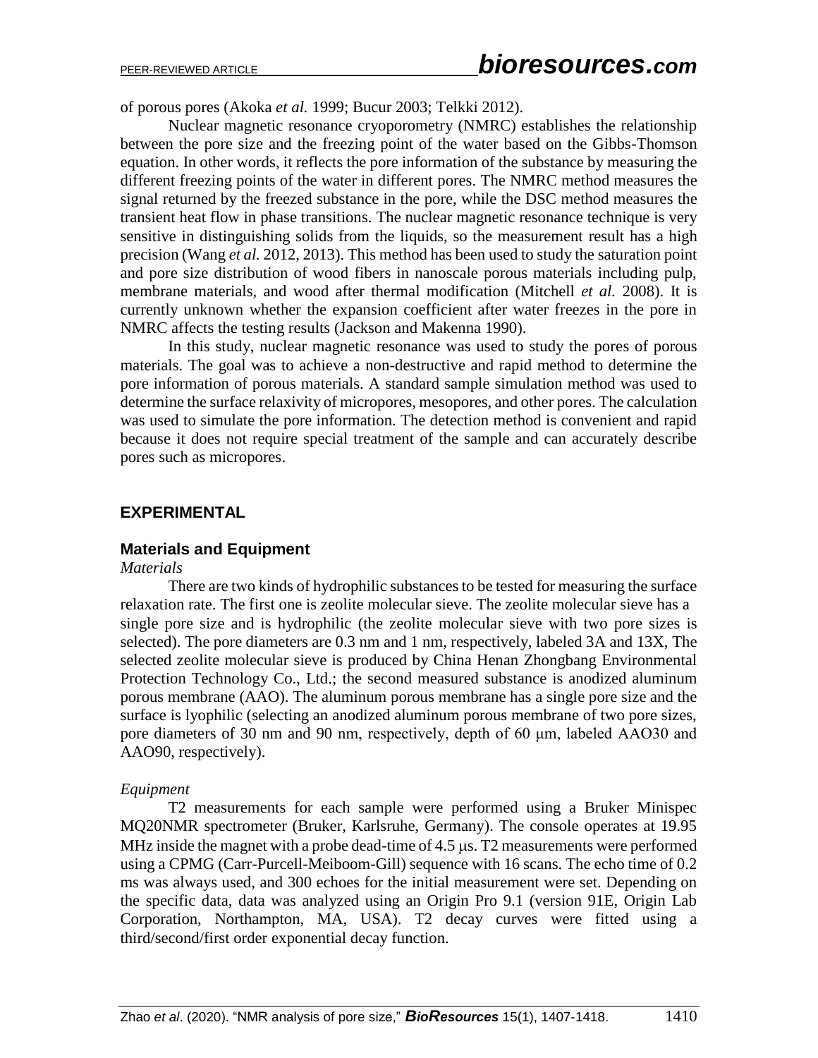of porous pores (Akoka *et al.* 1999; Bucur 2003; Telkki 2012).

Nuclear magnetic resonance cryoporometry (NMRC) establishes the relationship between the pore size and the freezing point of the water based on the Gibbs-Thomson equation. In other words, it reflects the pore information of the substance by measuring the different freezing points of the water in different pores. The NMRC method measures the signal returned by the freezed substance in the pore, while the DSC method measures the transient heat flow in phase transitions. The nuclear magnetic resonance technique is very sensitive in distinguishing solids from the liquids, so the measurement result has a high precision (Wang *et al.* 2012, 2013). This method has been used to study the saturation point and pore size distribution of wood fibers in nanoscale porous materials including pulp, membrane materials, and wood after thermal modification (Mitchell *et al.* 2008). It is currently unknown whether the expansion coefficient after water freezes in the pore in NMRC affects the testing results (Jackson and Makenna 1990).

In this study, nuclear magnetic resonance was used to study the pores of porous materials. The goal was to achieve a non-destructive and rapid method to determine the pore information of porous materials. A standard sample simulation method was used to determine the surface relaxivity of micropores, mesopores, and other pores. The calculation was used to simulate the pore information. The detection method is convenient and rapid because it does not require special treatment of the sample and can accurately describe pores such as micropores.

## EXPERIMENTAL

### Materials and Equipment

*Materials*

There are two kinds of hydrophilic substances to be tested for measuring the surface relaxation rate. The first one is zeolite molecular sieve. The zeolite molecular sieve has a single pore size and is hydrophilic (the zeolite molecular sieve with two pore sizes is selected). The pore diameters are 0.3 nm and 1 nm, respectively, labeled 3A and 13X, The selected zeolite molecular sieve is produced by China Henan Zhongbang Environmental Protection Technology Co., Ltd.; the second measured substance is anodized aluminum porous membrane (AAO). The aluminum porous membrane has a single pore size and the surface is lyophilic (selecting an anodized aluminum porous membrane of two pore sizes, pore diameters of 30 nm and 90 nm, respectively, depth of 60 μm, labeled AAO30 and AAO90, respectively).

*Equipment*

T2 measurements for each sample were performed using a Bruker Minispec MQ20NMR spectrometer (Bruker, Karlsruhe, Germany). The console operates at 19.95 MHz inside the magnet with a probe dead-time of 4.5 μs. T2 measurements were performed using a CPMG (Carr-Purcell-Meiboom-Gill) sequence with 16 scans. The echo time of 0.2 ms was always used, and 300 echoes for the initial measurement were set. Depending on the specific data, data was analyzed using an Origin Pro 9.1 (version 91E, Origin Lab Corporation, Northampton, MA, USA). T2 decay curves were fitted using a third/second/first order exponential decay function.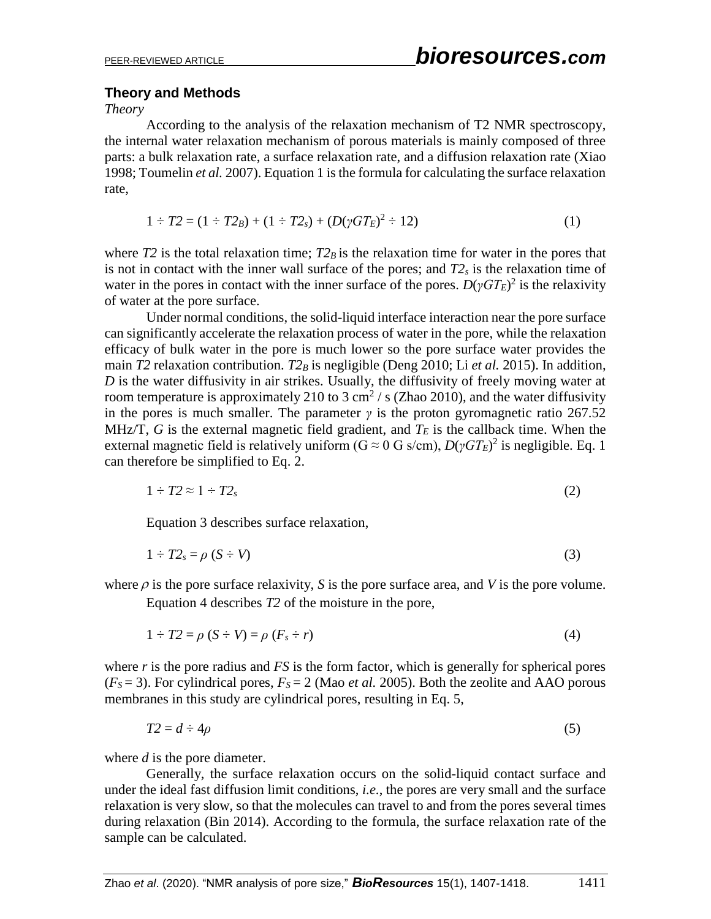## Theory and Methods

### *Theory*

According to the analysis of the relaxation mechanism of T2 NMR spectroscopy, the internal water relaxation mechanism of porous materials is mainly composed of three parts: a bulk relaxation rate, a surface relaxation rate, and a diffusion relaxation rate (Xiao 1998; Toumelin *et al.* 2007). Equation 1 is the formula for calculating the surface relaxation rate,

$$1 \div T2 = (1 \div T2_B) + (1 \div T2_s) + (D(\gamma G T_E)^2 \div 12) \tag{1}$$

where $T2$ is the total relaxation time; $T2_B$ is the relaxation time for water in the pores that is not in contact with the inner wall surface of the pores; and $T2_s$ is the relaxation time of water in the pores in contact with the inner surface of the pores. $D(\gamma G T_E)^2$ is the relaxivity of water at the pore surface.

Under normal conditions, the solid-liquid interface interaction near the pore surface can significantly accelerate the relaxation process of water in the pore, while the relaxation efficacy of bulk water in the pore is much lower so the pore surface water provides the main $T2$ relaxation contribution. $T2_B$ is negligible (Deng 2010; Li *et al.* 2015). In addition, $D$ is the water diffusivity in air strikes. Usually, the diffusivity of freely moving water at room temperature is approximately 210 to 3 $cm^2$ / s (Zhao 2010), and the water diffusivity in the pores is much smaller. The parameter $\gamma$ is the proton gyromagnetic ratio 267.52 MHz/T, $G$ is the external magnetic field gradient, and $T_E$ is the callback time. When the external magnetic field is relatively uniform ($G \approx 0$ G s/cm), $D(\gamma G T_E)^2$ is negligible. Eq. 1 can therefore be simplified to Eq. 2.

$$1 \div T2 \approx 1 \div T2_s \tag{2}$$

Equation 3 describes surface relaxation,

$$1 \div T2_s = \rho\ (S \div V) \tag{3}$$

where $\rho$ is the pore surface relaxivity, $S$ is the pore surface area, and $V$ is the pore volume.

Equation 4 describes $T2$ of the moisture in the pore,

$$1 \div T2 = \rho\ (S \div V) = \rho\ (F_s \div r) \tag{4}$$

where $r$ is the pore radius and $FS$ is the form factor, which is generally for spherical pores ($F_S = 3$). For cylindrical pores, $F_S = 2$ (Mao *et al.* 2005). Both the zeolite and AAO porous membranes in this study are cylindrical pores, resulting in Eq. 5,

$$T2 = d \div 4\rho \tag{5}$$

where $d$ is the pore diameter.

Generally, the surface relaxation occurs on the solid-liquid contact surface and under the ideal fast diffusion limit conditions, *i.e.*, the pores are very small and the surface relaxation is very slow, so that the molecules can travel to and from the pores several times during relaxation (Bin 2014). According to the formula, the surface relaxation rate of the sample can be calculated.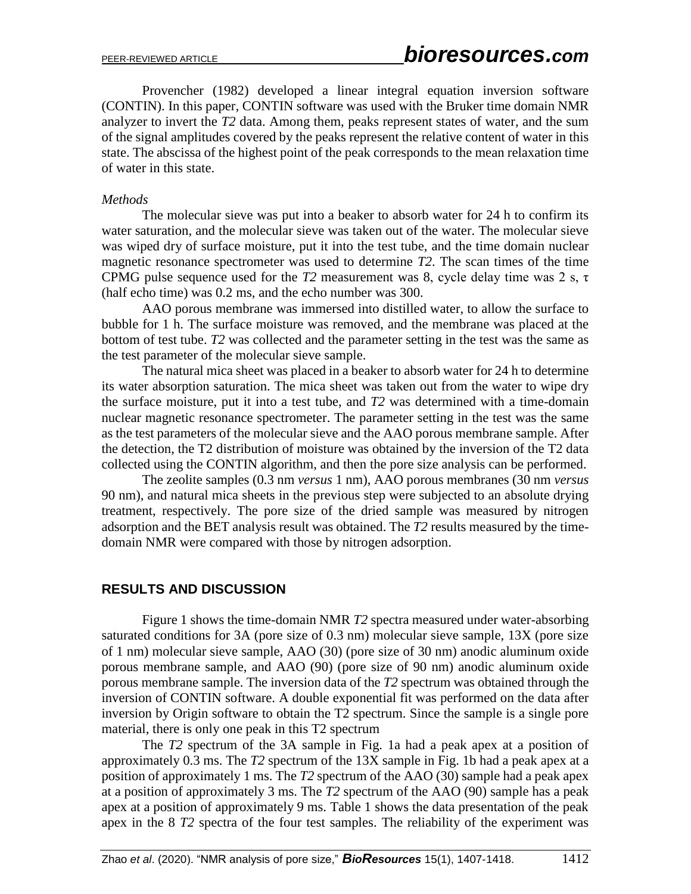Provencher (1982) developed a linear integral equation inversion software (CONTIN). In this paper, CONTIN software was used with the Bruker time domain NMR analyzer to invert the *T2* data. Among them, peaks represent states of water, and the sum of the signal amplitudes covered by the peaks represent the relative content of water in this state. The abscissa of the highest point of the peak corresponds to the mean relaxation time of water in this state.

*Methods*

The molecular sieve was put into a beaker to absorb water for 24 h to confirm its water saturation, and the molecular sieve was taken out of the water. The molecular sieve was wiped dry of surface moisture, put it into the test tube, and the time domain nuclear magnetic resonance spectrometer was used to determine *T2*. The scan times of the time CPMG pulse sequence used for the *T2* measurement was 8, cycle delay time was 2 s, τ (half echo time) was 0.2 ms, and the echo number was 300.

AAO porous membrane was immersed into distilled water, to allow the surface to bubble for 1 h. The surface moisture was removed, and the membrane was placed at the bottom of test tube. *T2* was collected and the parameter setting in the test was the same as the test parameter of the molecular sieve sample.

The natural mica sheet was placed in a beaker to absorb water for 24 h to determine its water absorption saturation. The mica sheet was taken out from the water to wipe dry the surface moisture, put it into a test tube, and *T2* was determined with a time-domain nuclear magnetic resonance spectrometer. The parameter setting in the test was the same as the test parameters of the molecular sieve and the AAO porous membrane sample. After the detection, the T2 distribution of moisture was obtained by the inversion of the T2 data collected using the CONTIN algorithm, and then the pore size analysis can be performed.

The zeolite samples (0.3 nm *versus* 1 nm), AAO porous membranes (30 nm *versus* 90 nm), and natural mica sheets in the previous step were subjected to an absolute drying treatment, respectively. The pore size of the dried sample was measured by nitrogen adsorption and the BET analysis result was obtained. The *T2* results measured by the time-domain NMR were compared with those by nitrogen adsorption.

## RESULTS AND DISCUSSION

Figure 1 shows the time-domain NMR *T2* spectra measured under water-absorbing saturated conditions for 3A (pore size of 0.3 nm) molecular sieve sample, 13X (pore size of 1 nm) molecular sieve sample, AAO (30) (pore size of 30 nm) anodic aluminum oxide porous membrane sample, and AAO (90) (pore size of 90 nm) anodic aluminum oxide porous membrane sample. The inversion data of the *T2* spectrum was obtained through the inversion of CONTIN software. A double exponential fit was performed on the data after inversion by Origin software to obtain the T2 spectrum. Since the sample is a single pore material, there is only one peak in this T2 spectrum

The *T2* spectrum of the 3A sample in Fig. 1a had a peak apex at a position of approximately 0.3 ms. The *T2* spectrum of the 13X sample in Fig. 1b had a peak apex at a position of approximately 1 ms. The *T2* spectrum of the AAO (30) sample had a peak apex at a position of approximately 3 ms. The *T2* spectrum of the AAO (90) sample has a peak apex at a position of approximately 9 ms. Table 1 shows the data presentation of the peak apex in the 8 *T2* spectra of the four test samples. The reliability of the experiment was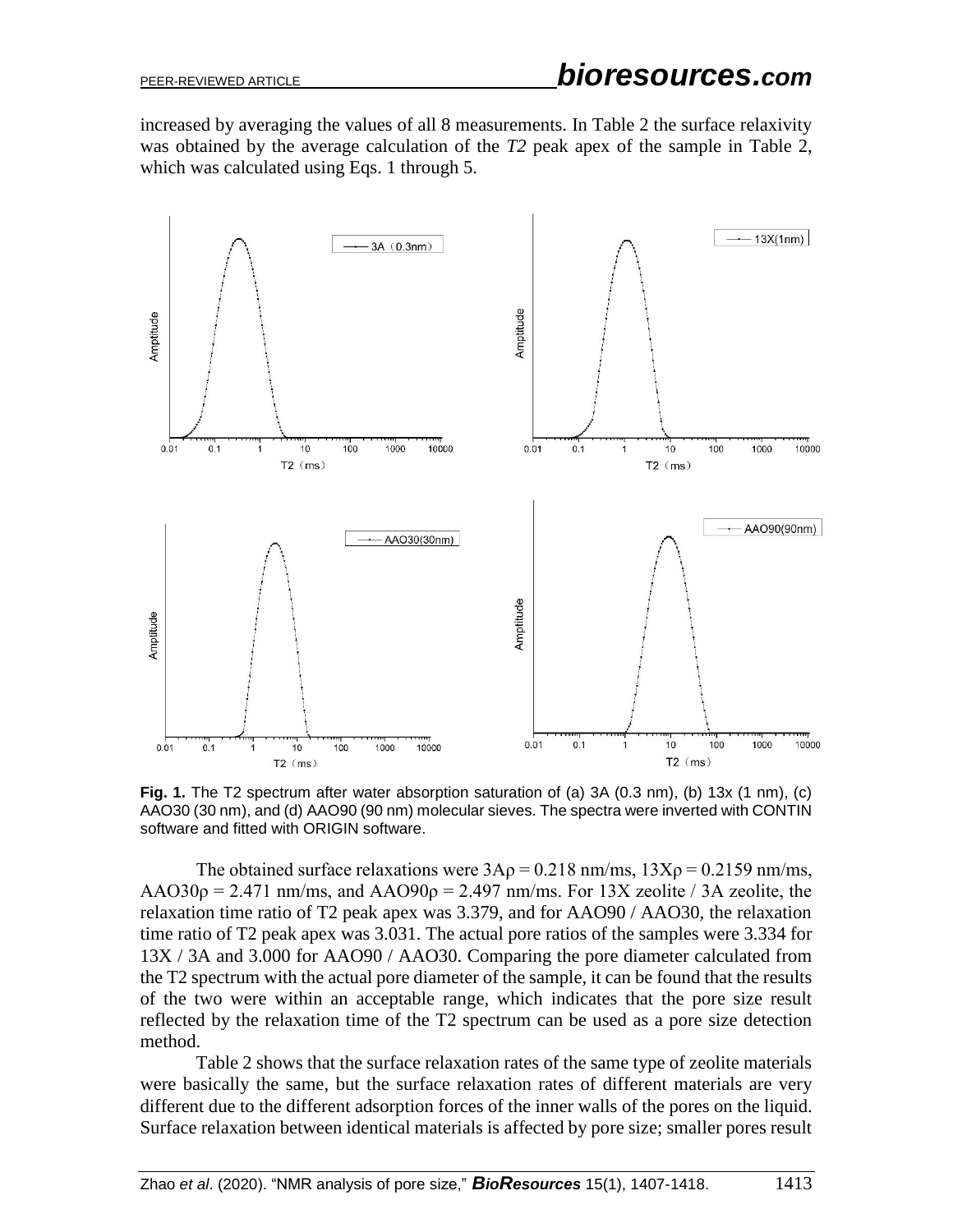increased by averaging the values of all 8 measurements. In Table 2 the surface relaxivity was obtained by the average calculation of the *T2* peak apex of the sample in Table 2, which was calculated using Eqs. 1 through 5.

**Fig. 1.** The T2 spectrum after water absorption saturation of (a) 3A (0.3 nm), (b) 13x (1 nm), (c) AAO30 (30 nm), and (d) AAO90 (90 nm) molecular sieves. The spectra were inverted with CONTIN software and fitted with ORIGIN software.

The obtained surface relaxations were 3A$\rho$ = 0.218 nm/ms, 13X$\rho$ = 0.2159 nm/ms, AAO30$\rho$ = 2.471 nm/ms, and AAO90$\rho$ = 2.497 nm/ms. For 13X zeolite / 3A zeolite, the relaxation time ratio of T2 peak apex was 3.379, and for AAO90 / AAO30, the relaxation time ratio of T2 peak apex was 3.031. The actual pore ratios of the samples were 3.334 for 13X / 3A and 3.000 for AAO90 / AAO30. Comparing the pore diameter calculated from the T2 spectrum with the actual pore diameter of the sample, it can be found that the results of the two were within an acceptable range, which indicates that the pore size result reflected by the relaxation time of the T2 spectrum can be used as a pore size detection method.

Table 2 shows that the surface relaxation rates of the same type of zeolite materials were basically the same, but the surface relaxation rates of different materials are very different due to the different adsorption forces of the inner walls of the pores on the liquid. Surface relaxation between identical materials is affected by pore size; smaller pores result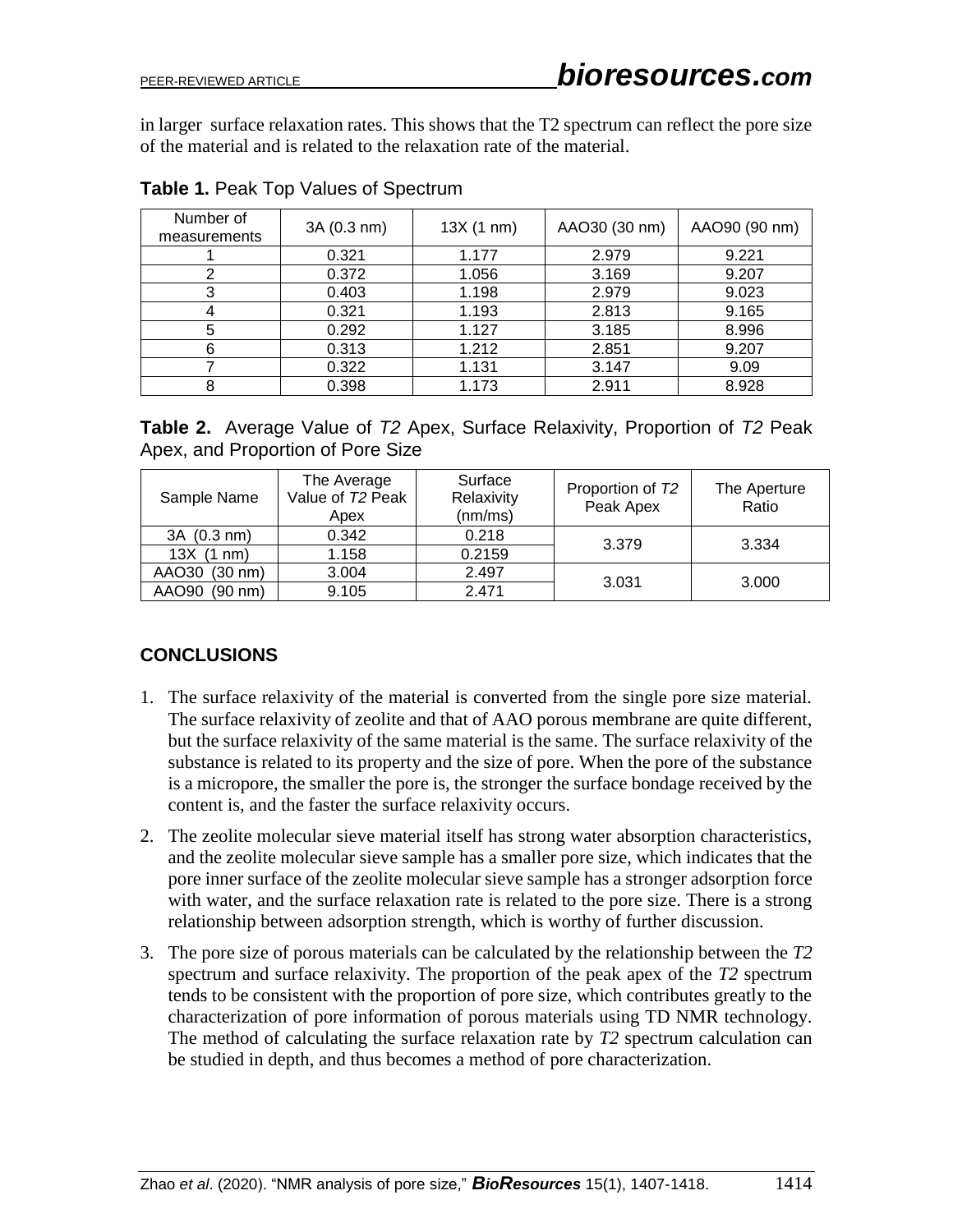in larger surface relaxation rates. This shows that the T2 spectrum can reflect the pore size of the material and is related to the relaxation rate of the material.

**Table 1.** Peak Top Values of Spectrum

| Number of measurements | 3A (0.3 nm) | 13X (1 nm) | AAO30 (30 nm) | AAO90 (90 nm) |
|---|---|---|---|---|
| 1 | 0.321 | 1.177 | 2.979 | 9.221 |
| 2 | 0.372 | 1.056 | 3.169 | 9.207 |
| 3 | 0.403 | 1.198 | 2.979 | 9.023 |
| 4 | 0.321 | 1.193 | 2.813 | 9.165 |
| 5 | 0.292 | 1.127 | 3.185 | 8.996 |
| 6 | 0.313 | 1.212 | 2.851 | 9.207 |
| 7 | 0.322 | 1.131 | 3.147 | 9.09 |
| 8 | 0.398 | 1.173 | 2.911 | 8.928 |

**Table 2.** Average Value of *T2* Apex, Surface Relaxivity, Proportion of *T2* Peak Apex, and Proportion of Pore Size

| Sample Name | The Average Value of *T2* Peak Apex | Surface Relaxivity (nm/ms) | Proportion of *T2* Peak Apex | The Aperture Ratio |
|---|---|---|---|---|
| 3A (0.3 nm) | 0.342 | 0.218 | 3.379 | 3.334 |
| 13X (1 nm) | 1.158 | 0.2159 | | |
| AAO30 (30 nm) | 3.004 | 2.497 | 3.031 | 3.000 |
| AAO90 (90 nm) | 9.105 | 2.471 | | |

## CONCLUSIONS

1. The surface relaxivity of the material is converted from the single pore size material. The surface relaxivity of zeolite and that of AAO porous membrane are quite different, but the surface relaxivity of the same material is the same. The surface relaxivity of the substance is related to its property and the size of pore. When the pore of the substance is a micropore, the smaller the pore is, the stronger the surface bondage received by the content is, and the faster the surface relaxivity occurs.
2. The zeolite molecular sieve material itself has strong water absorption characteristics, and the zeolite molecular sieve sample has a smaller pore size, which indicates that the pore inner surface of the zeolite molecular sieve sample has a stronger adsorption force with water, and the surface relaxation rate is related to the pore size. There is a strong relationship between adsorption strength, which is worthy of further discussion.
3. The pore size of porous materials can be calculated by the relationship between the *T2* spectrum and surface relaxivity. The proportion of the peak apex of the *T2* spectrum tends to be consistent with the proportion of pore size, which contributes greatly to the characterization of pore information of porous materials using TD NMR technology. The method of calculating the surface relaxation rate by *T2* spectrum calculation can be studied in depth, and thus becomes a method of pore characterization.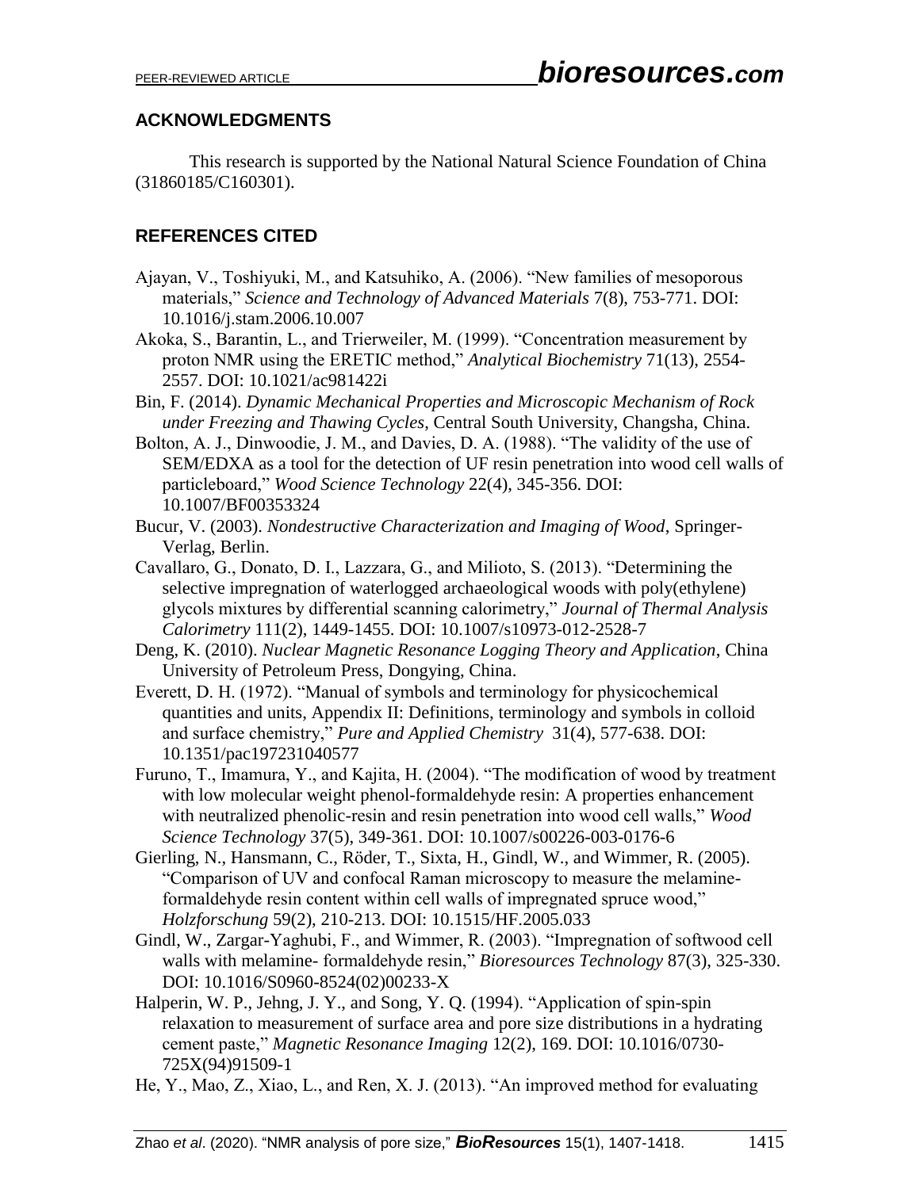## ACKNOWLEDGMENTS

This research is supported by the National Natural Science Foundation of China (31860185/C160301).

## REFERENCES CITED

Ajayan, V., Toshiyuki, M., and Katsuhiko, A. (2006). "New families of mesoporous materials," *Science and Technology of Advanced Materials* 7(8), 753-771. DOI: 10.1016/j.stam.2006.10.007

Akoka, S., Barantin, L., and Trierweiler, M. (1999). "Concentration measurement by proton NMR using the ERETIC method," *Analytical Biochemistry* 71(13), 2554-2557. DOI: 10.1021/ac981422i

Bin, F. (2014). *Dynamic Mechanical Properties and Microscopic Mechanism of Rock under Freezing and Thawing Cycles*, Central South University, Changsha, China.

Bolton, A. J., Dinwoodie, J. M., and Davies, D. A. (1988). "The validity of the use of SEM/EDXA as a tool for the detection of UF resin penetration into wood cell walls of particleboard," *Wood Science Technology* 22(4), 345-356. DOI: 10.1007/BF00353324

Bucur, V. (2003). *Nondestructive Characterization and Imaging of Wood*, Springer-Verlag, Berlin.

Cavallaro, G., Donato, D. I., Lazzara, G., and Milioto, S. (2013). "Determining the selective impregnation of waterlogged archaeological woods with poly(ethylene) glycols mixtures by differential scanning calorimetry," *Journal of Thermal Analysis Calorimetry* 111(2), 1449-1455. DOI: 10.1007/s10973-012-2528-7

Deng, K. (2010). *Nuclear Magnetic Resonance Logging Theory and Application*, China University of Petroleum Press, Dongying, China.

Everett, D. H. (1972). "Manual of symbols and terminology for physicochemical quantities and units, Appendix II: Definitions, terminology and symbols in colloid and surface chemistry," *Pure and Applied Chemistry* 31(4), 577-638. DOI: 10.1351/pac197231040577

Furuno, T., Imamura, Y., and Kajita, H. (2004). "The modification of wood by treatment with low molecular weight phenol-formaldehyde resin: A properties enhancement with neutralized phenolic-resin and resin penetration into wood cell walls," *Wood Science Technology* 37(5), 349-361. DOI: 10.1007/s00226-003-0176-6

Gierling, N., Hansmann, C., Röder, T., Sixta, H., Gindl, W., and Wimmer, R. (2005). "Comparison of UV and confocal Raman microscopy to measure the melamine-formaldehyde resin content within cell walls of impregnated spruce wood," *Holzforschung* 59(2), 210-213. DOI: 10.1515/HF.2005.033

Gindl, W., Zargar-Yaghubi, F., and Wimmer, R. (2003). "Impregnation of softwood cell walls with melamine- formaldehyde resin," *Bioresources Technology* 87(3), 325-330. DOI: 10.1016/S0960-8524(02)00233-X

Halperin, W. P., Jehng, J. Y., and Song, Y. Q. (1994). "Application of spin-spin relaxation to measurement of surface area and pore size distributions in a hydrating cement paste," *Magnetic Resonance Imaging* 12(2), 169. DOI: 10.1016/0730-725X(94)91509-1

He, Y., Mao, Z., Xiao, L., and Ren, X. J. (2013). "An improved method for evaluating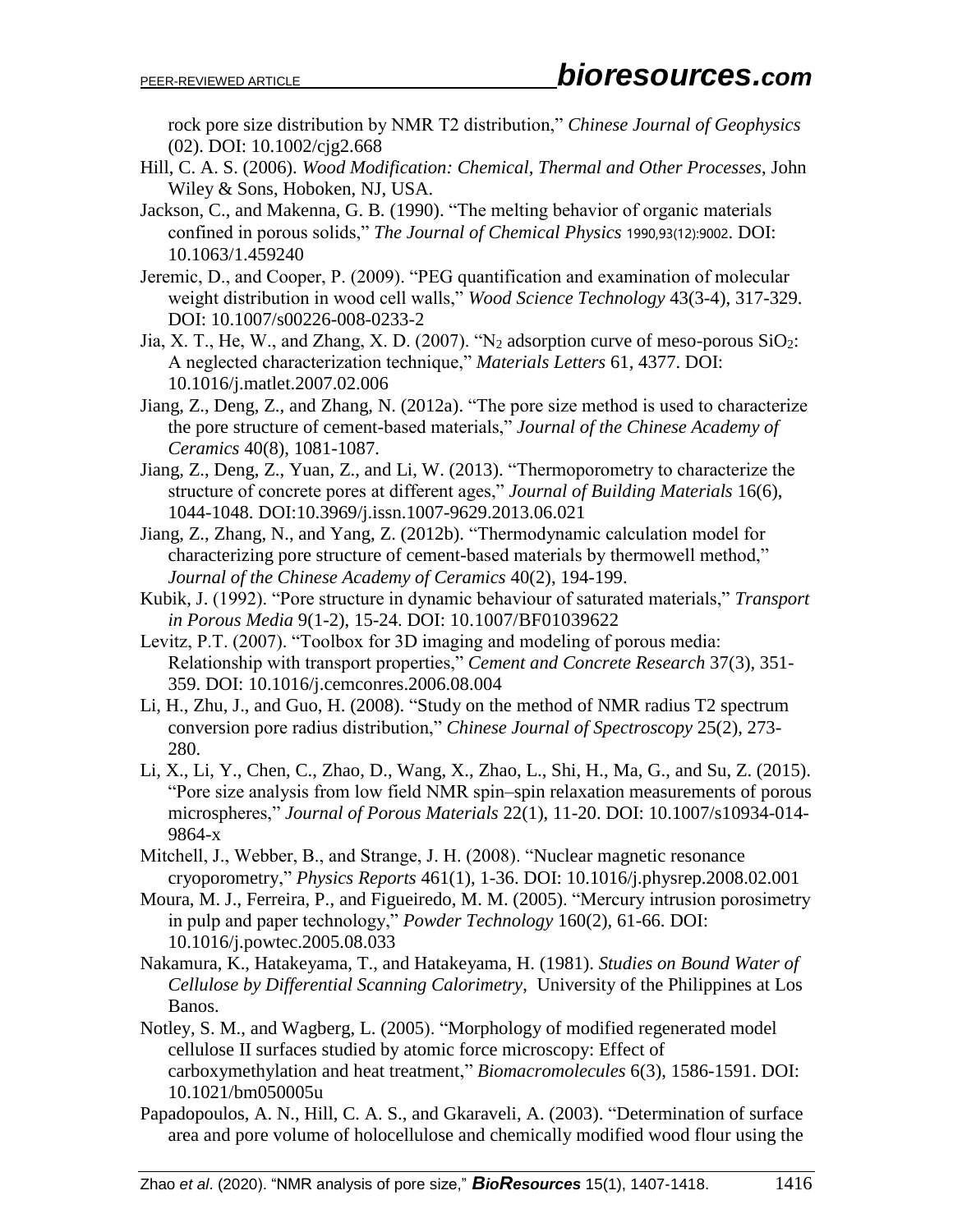rock pore size distribution by NMR T2 distribution," *Chinese Journal of Geophysics* (02). DOI: 10.1002/cjg2.668

Hill, C. A. S. (2006). *Wood Modification: Chemical, Thermal and Other Processes*, John Wiley & Sons, Hoboken, NJ, USA.

Jackson, C., and Makenna, G. B. (1990). "The melting behavior of organic materials confined in porous solids," *The Journal of Chemical Physics* 1990,93(12):9002. DOI: 10.1063/1.459240

Jeremic, D., and Cooper, P. (2009). "PEG quantification and examination of molecular weight distribution in wood cell walls," *Wood Science Technology* 43(3-4), 317-329. DOI: 10.1007/s00226-008-0233-2

Jia, X. T., He, W., and Zhang, X. D. (2007). "$N_2$ adsorption curve of meso-porous $SiO_2$: A neglected characterization technique," *Materials Letters* 61, 4377. DOI: 10.1016/j.matlet.2007.02.006

Jiang, Z., Deng, Z., and Zhang, N. (2012a). "The pore size method is used to characterize the pore structure of cement-based materials," *Journal of the Chinese Academy of Ceramics* 40(8), 1081-1087.

Jiang, Z., Deng, Z., Yuan, Z., and Li, W. (2013). "Thermoporometry to characterize the structure of concrete pores at different ages," *Journal of Building Materials* 16(6), 1044-1048. DOI:10.3969/j.issn.1007-9629.2013.06.021

Jiang, Z., Zhang, N., and Yang, Z. (2012b). "Thermodynamic calculation model for characterizing pore structure of cement-based materials by thermowell method," *Journal of the Chinese Academy of Ceramics* 40(2), 194-199.

Kubik, J. (1992). "Pore structure in dynamic behaviour of saturated materials," *Transport in Porous Media* 9(1-2), 15-24. DOI: 10.1007/BF01039622

Levitz, P.T. (2007). "Toolbox for 3D imaging and modeling of porous media: Relationship with transport properties," *Cement and Concrete Research* 37(3), 351-359. DOI: 10.1016/j.cemconres.2006.08.004

Li, H., Zhu, J., and Guo, H. (2008). "Study on the method of NMR radius T2 spectrum conversion pore radius distribution," *Chinese Journal of Spectroscopy* 25(2), 273-280.

Li, X., Li, Y., Chen, C., Zhao, D., Wang, X., Zhao, L., Shi, H., Ma, G., and Su, Z. (2015). "Pore size analysis from low field NMR spin–spin relaxation measurements of porous microspheres," *Journal of Porous Materials* 22(1), 11-20. DOI: 10.1007/s10934-014-9864-x

Mitchell, J., Webber, B., and Strange, J. H. (2008). "Nuclear magnetic resonance cryoporometry," *Physics Reports* 461(1), 1-36. DOI: 10.1016/j.physrep.2008.02.001

Moura, M. J., Ferreira, P., and Figueiredo, M. M. (2005). "Mercury intrusion porosimetry in pulp and paper technology," *Powder Technology* 160(2), 61-66. DOI: 10.1016/j.powtec.2005.08.033

Nakamura, K., Hatakeyama, T., and Hatakeyama, H. (1981). *Studies on Bound Water of Cellulose by Differential Scanning Calorimetry*, University of the Philippines at Los Banos.

Notley, S. M., and Wagberg, L. (2005). "Morphology of modified regenerated model cellulose II surfaces studied by atomic force microscopy: Effect of carboxymethylation and heat treatment," *Biomacromolecules* 6(3), 1586-1591. DOI: 10.1021/bm050005u

Papadopoulos, A. N., Hill, C. A. S., and Gkaraveli, A. (2003). "Determination of surface area and pore volume of holocellulose and chemically modified wood flour using the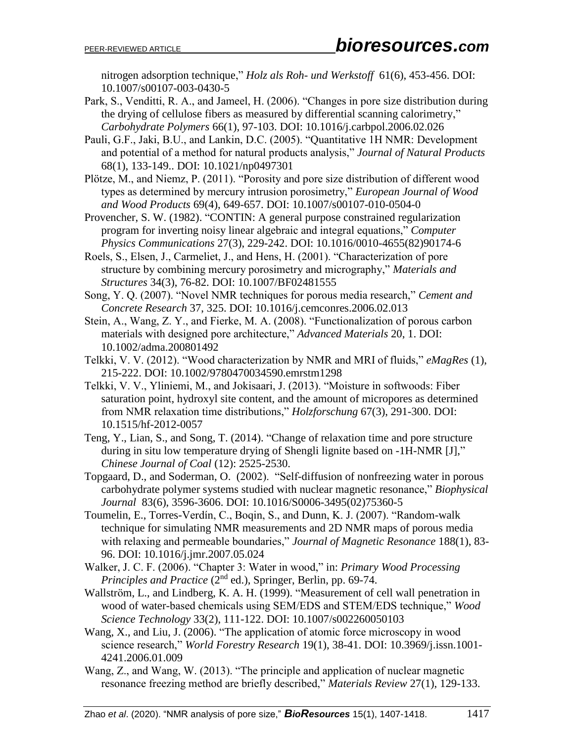nitrogen adsorption technique," *Holz als Roh- und Werkstoff* 61(6), 453-456. DOI: 10.1007/s00107-003-0430-5

Park, S., Venditti, R. A., and Jameel, H. (2006). "Changes in pore size distribution during the drying of cellulose fibers as measured by differential scanning calorimetry," *Carbohydrate Polymers* 66(1), 97-103. DOI: 10.1016/j.carbpol.2006.02.026

Pauli, G.F., Jaki, B.U., and Lankin, D.C. (2005). "Quantitative 1H NMR: Development and potential of a method for natural products analysis," *Journal of Natural Products* 68(1), 133-149.. DOI: 10.1021/np0497301

Plötze, M., and Niemz, P. (2011). "Porosity and pore size distribution of different wood types as determined by mercury intrusion porosimetry," *European Journal of Wood and Wood Products* 69(4), 649-657. DOI: 10.1007/s00107-010-0504-0

Provencher, S. W. (1982). "CONTIN: A general purpose constrained regularization program for inverting noisy linear algebraic and integral equations," *Computer Physics Communications* 27(3), 229-242. DOI: 10.1016/0010-4655(82)90174-6

Roels, S., Elsen, J., Carmeliet, J., and Hens, H. (2001). "Characterization of pore structure by combining mercury porosimetry and micrography," *Materials and Structures* 34(3), 76-82. DOI: 10.1007/BF02481555

Song, Y. Q. (2007). "Novel NMR techniques for porous media research," *Cement and Concrete Research* 37, 325. DOI: 10.1016/j.cemconres.2006.02.013

Stein, A., Wang, Z. Y., and Fierke, M. A. (2008). "Functionalization of porous carbon materials with designed pore architecture," *Advanced Materials* 20, 1. DOI: 10.1002/adma.200801492

Telkki, V. V. (2012). "Wood characterization by NMR and MRI of fluids," *eMagRes* (1), 215-222. DOI: 10.1002/9780470034590.emrstm1298

Telkki, V. V., Yliniemi, M., and Jokisaari, J. (2013). "Moisture in softwoods: Fiber saturation point, hydroxyl site content, and the amount of micropores as determined from NMR relaxation time distributions," *Holzforschung* 67(3), 291-300. DOI: 10.1515/hf-2012-0057

Teng, Y., Lian, S., and Song, T. (2014). "Change of relaxation time and pore structure during in situ low temperature drying of Shengli lignite based on -1H-NMR [J]," *Chinese Journal of Coal* (12): 2525-2530.

Topgaard, D., and Soderman, O. (2002). "Self-diffusion of nonfreezing water in porous carbohydrate polymer systems studied with nuclear magnetic resonance," *Biophysical Journal* 83(6), 3596-3606. DOI: 10.1016/S0006-3495(02)75360-5

Toumelin, E., Torres-Verdín, C., Boqin, S., and Dunn, K. J. (2007). "Random-walk technique for simulating NMR measurements and 2D NMR maps of porous media with relaxing and permeable boundaries," *Journal of Magnetic Resonance* 188(1), 83-96. DOI: 10.1016/j.jmr.2007.05.024

Walker, J. C. F. (2006). "Chapter 3: Water in wood," in: *Primary Wood Processing Principles and Practice* (2nd ed.), Springer, Berlin, pp. 69-74.

Wallström, L., and Lindberg, K. A. H. (1999). "Measurement of cell wall penetration in wood of water-based chemicals using SEM/EDS and STEM/EDS technique," *Wood Science Technology* 33(2), 111-122. DOI: 10.1007/s002260050103

Wang, X., and Liu, J. (2006). "The application of atomic force microscopy in wood science research," *World Forestry Research* 19(1), 38-41. DOI: 10.3969/j.issn.1001-4241.2006.01.009

Wang, Z., and Wang, W. (2013). "The principle and application of nuclear magnetic resonance freezing method are briefly described," *Materials Review* 27(1), 129-133.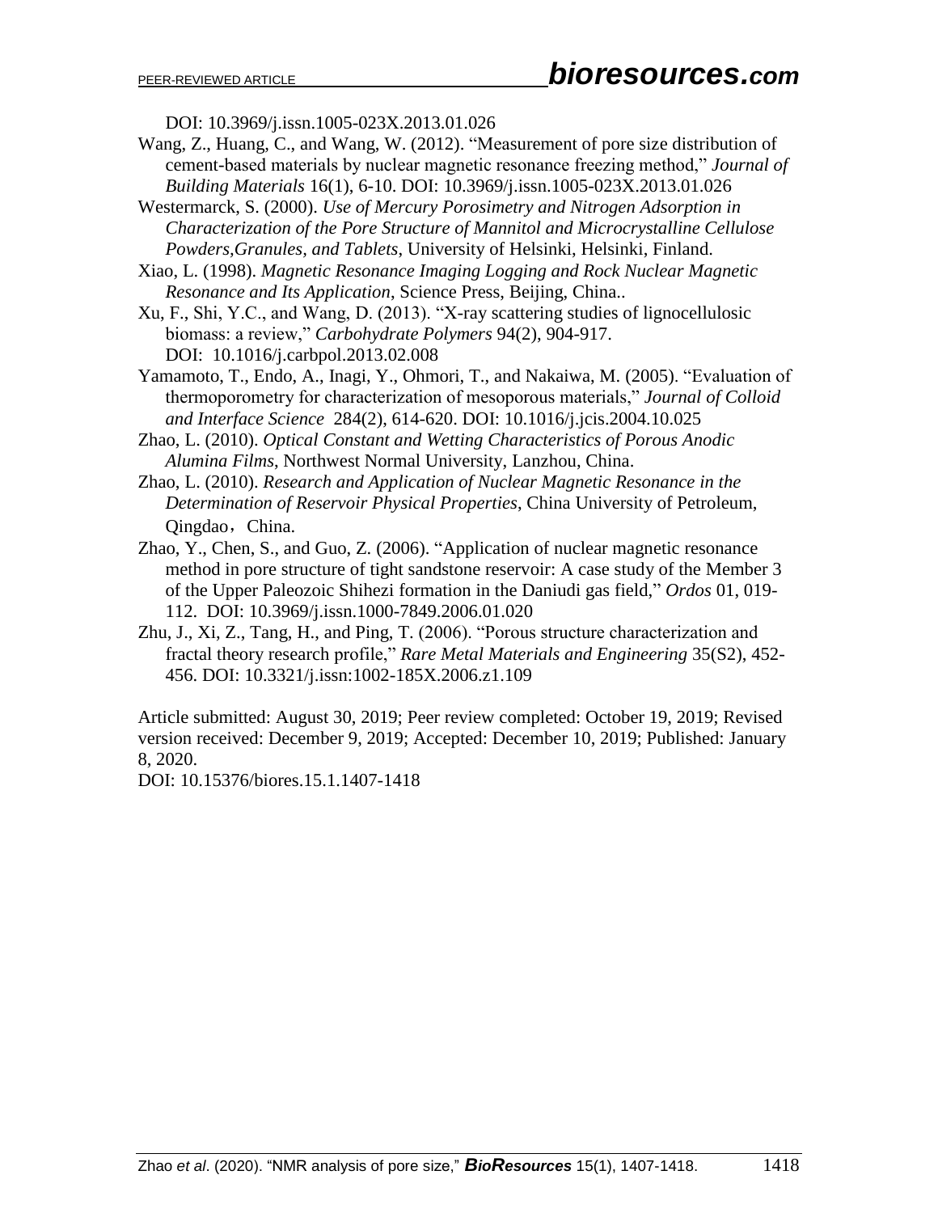DOI: 10.3969/j.issn.1005-023X.2013.01.026

Wang, Z., Huang, C., and Wang, W. (2012). "Measurement of pore size distribution of cement-based materials by nuclear magnetic resonance freezing method," *Journal of Building Materials* 16(1), 6-10. DOI: 10.3969/j.issn.1005-023X.2013.01.026

Westermarck, S. (2000). *Use of Mercury Porosimetry and Nitrogen Adsorption in Characterization of the Pore Structure of Mannitol and Microcrystalline Cellulose Powders,Granules, and Tablets*, University of Helsinki, Helsinki, Finland.

Xiao, L. (1998). *Magnetic Resonance Imaging Logging and Rock Nuclear Magnetic Resonance and Its Application*, Science Press, Beijing, China..

Xu, F., Shi, Y.C., and Wang, D. (2013). "X-ray scattering studies of lignocellulosic biomass: a review," *Carbohydrate Polymers* 94(2), 904-917. DOI: 10.1016/j.carbpol.2013.02.008

Yamamoto, T., Endo, A., Inagi, Y., Ohmori, T., and Nakaiwa, M. (2005). "Evaluation of thermoporometry for characterization of mesoporous materials," *Journal of Colloid and Interface Science* 284(2), 614-620. DOI: 10.1016/j.jcis.2004.10.025

Zhao, L. (2010). *Optical Constant and Wetting Characteristics of Porous Anodic Alumina Films*, Northwest Normal University, Lanzhou, China.

Zhao, L. (2010). *Research and Application of Nuclear Magnetic Resonance in the Determination of Reservoir Physical Properties*, China University of Petroleum, Qingdao，China.

Zhao, Y., Chen, S., and Guo, Z. (2006). "Application of nuclear magnetic resonance method in pore structure of tight sandstone reservoir: A case study of the Member 3 of the Upper Paleozoic Shihezi formation in the Daniudi gas field," *Ordos* 01, 019-112. DOI: 10.3969/j.issn.1000-7849.2006.01.020

Zhu, J., Xi, Z., Tang, H., and Ping, T. (2006). "Porous structure characterization and fractal theory research profile," *Rare Metal Materials and Engineering* 35(S2), 452-456. DOI: 10.3321/j.issn:1002-185X.2006.z1.109

Article submitted: August 30, 2019; Peer review completed: October 19, 2019; Revised version received: December 9, 2019; Accepted: December 10, 2019; Published: January 8, 2020.

DOI: 10.15376/biores.15.1.1407-1418